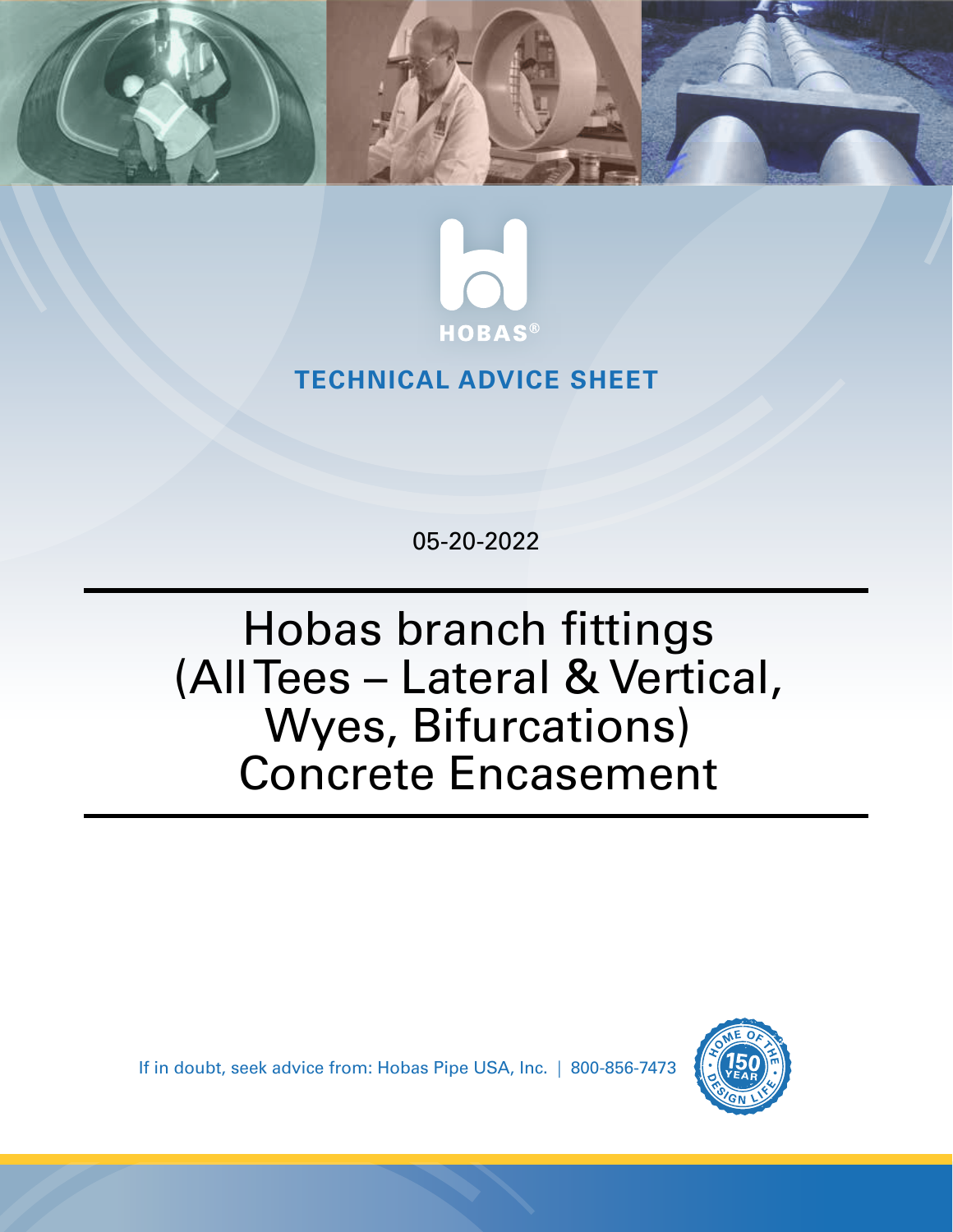HOBAS®

**TECHNICAL ADVICE SHEET**

05-20-2022

# Hobas branch fittings (All Tees – Lateral & Vertical, Wyes, Bifurcations) Concrete Encasement

If in doubt, seek advice from: Hobas Pipe USA, Inc. | 800-856-7473

HOME OF THE 150 YEAR DESIGN LIFE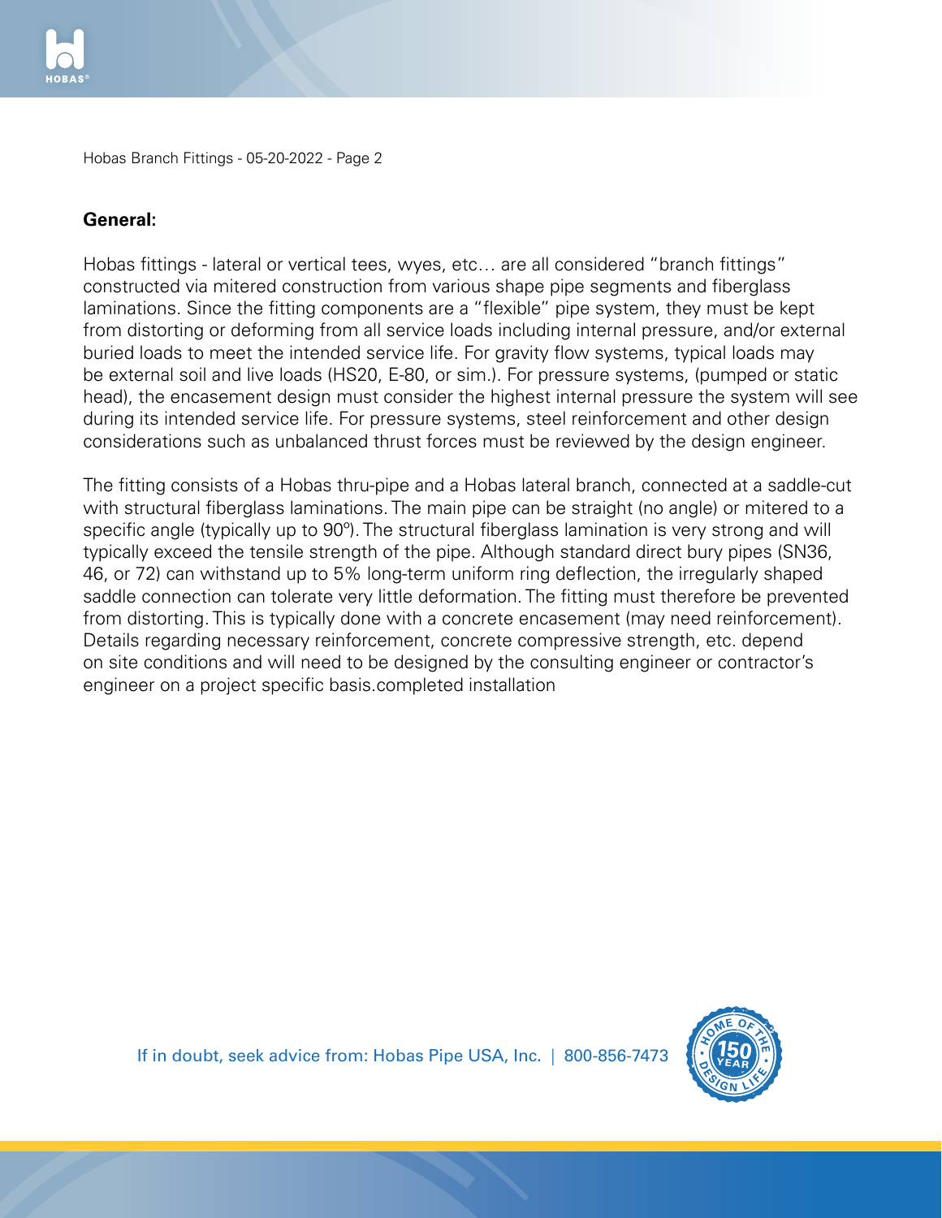## General:

Hobas fittings - lateral or vertical tees, wyes, etc… are all considered "branch fittings" constructed via mitered construction from various shape pipe segments and fiberglass laminations. Since the fitting components are a "flexible" pipe system, they must be kept from distorting or deforming from all service loads including internal pressure, and/or external buried loads to meet the intended service life. For gravity flow systems, typical loads may be external soil and live loads (HS20, E-80, or sim.). For pressure systems, (pumped or static head), the encasement design must consider the highest internal pressure the system will see during its intended service life. For pressure systems, steel reinforcement and other design considerations such as unbalanced thrust forces must be reviewed by the design engineer.

The fitting consists of a Hobas thru-pipe and a Hobas lateral branch, connected at a saddle-cut with structural fiberglass laminations. The main pipe can be straight (no angle) or mitered to a specific angle (typically up to 90º). The structural fiberglass lamination is very strong and will typically exceed the tensile strength of the pipe. Although standard direct bury pipes (SN36, 46, or 72) can withstand up to 5% long-term uniform ring deflection, the irregularly shaped saddle connection can tolerate very little deformation. The fitting must therefore be prevented from distorting. This is typically done with a concrete encasement (may need reinforcement). Details regarding necessary reinforcement, concrete compressive strength, etc. depend on site conditions and will need to be designed by the consulting engineer or contractor's engineer on a project specific basis.completed installation

If in doubt, seek advice from: Hobas Pipe USA, Inc. | 800-856-7473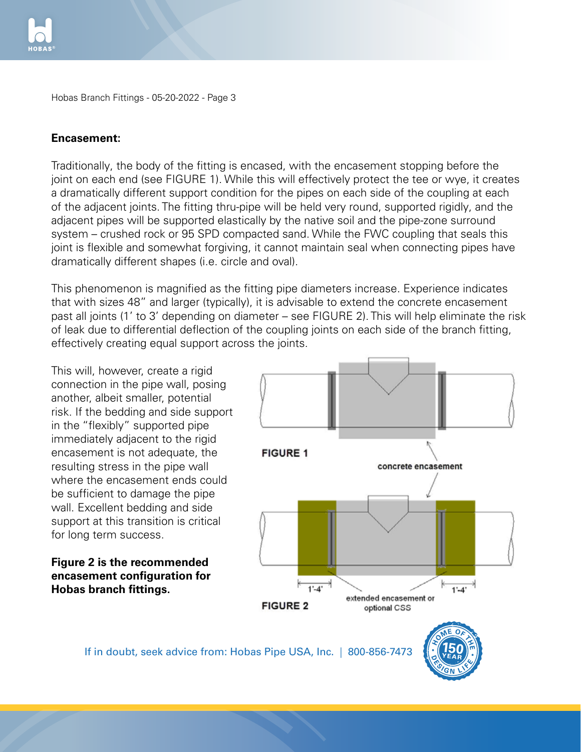**Encasement:**

Traditionally, the body of the fitting is encased, with the encasement stopping before the joint on each end (see FIGURE 1). While this will effectively protect the tee or wye, it creates a dramatically different support condition for the pipes on each side of the coupling at each of the adjacent joints. The fitting thru-pipe will be held very round, supported rigidly, and the adjacent pipes will be supported elastically by the native soil and the pipe-zone surround system – crushed rock or 95 SPD compacted sand. While the FWC coupling that seals this joint is flexible and somewhat forgiving, it cannot maintain seal when connecting pipes have dramatically different shapes (i.e. circle and oval).

This phenomenon is magnified as the fitting pipe diameters increase. Experience indicates that with sizes 48" and larger (typically), it is advisable to extend the concrete encasement past all joints (1' to 3' depending on diameter – see FIGURE 2). This will help eliminate the risk of leak due to differential deflection of the coupling joints on each side of the branch fitting, effectively creating equal support across the joints.

This will, however, create a rigid connection in the pipe wall, posing another, albeit smaller, potential risk. If the bedding and side support in the "flexibly" supported pipe immediately adjacent to the rigid encasement is not adequate, the resulting stress in the pipe wall where the encasement ends could be sufficient to damage the pipe wall. Excellent bedding and side support at this transition is critical for long term success.

**Figure 2 is the recommended encasement configuration for Hobas branch fittings.**

FIGURE 1

concrete encasement

1'-4" 1'-4"

extended encasement or optional CSS

FIGURE 2

If in doubt, seek advice from: Hobas Pipe USA, Inc. | 800-856-7473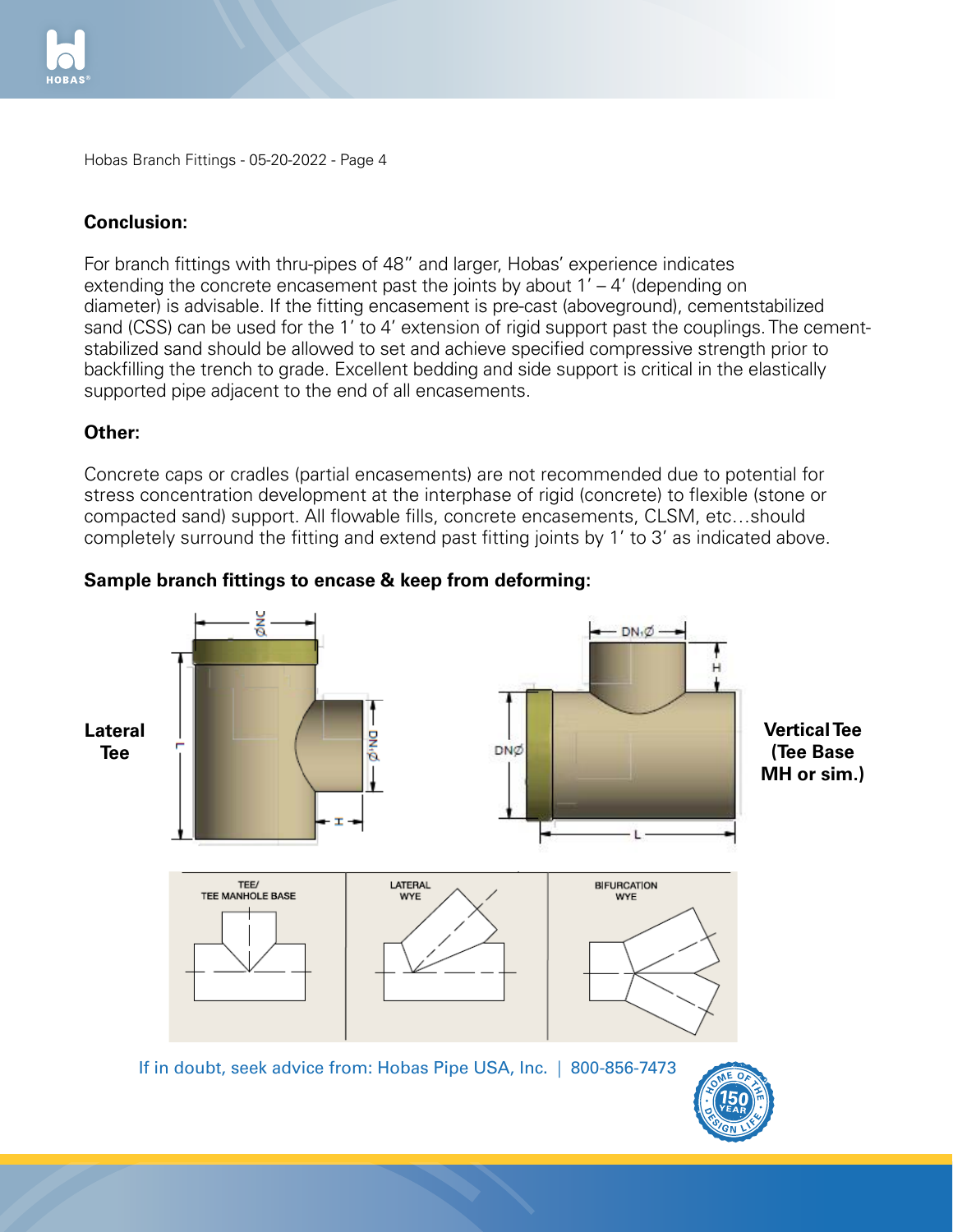## Conclusion:

For branch fittings with thru-pipes of 48" and larger, Hobas' experience indicates extending the concrete encasement past the joints by about 1' – 4' (depending on diameter) is advisable. If the fitting encasement is pre-cast (aboveground), cementstabilized sand (CSS) can be used for the 1' to 4' extension of rigid support past the couplings. The cement-stabilized sand should be allowed to set and achieve specified compressive strength prior to backfilling the trench to grade. Excellent bedding and side support is critical in the elastically supported pipe adjacent to the end of all encasements.

## Other:

Concrete caps or cradles (partial encasements) are not recommended due to potential for stress concentration development at the interphase of rigid (concrete) to flexible (stone or compacted sand) support. All flowable fills, concrete encasements, CLSM, etc…should completely surround the fitting and extend past fitting joints by 1' to 3' as indicated above.

## Sample branch fittings to encase & keep from deforming:

**Lateral Tee**

ØNC

L

DN₁Ø

H

DNØ

DN₁Ø

H

L

**Vertical Tee (Tee Base MH or sim.)**

TEE/ TEE MANHOLE BASE

LATERAL WYE

BIFURCATION WYE

If in doubt, seek advice from: Hobas Pipe USA, Inc. | 800-856-7473